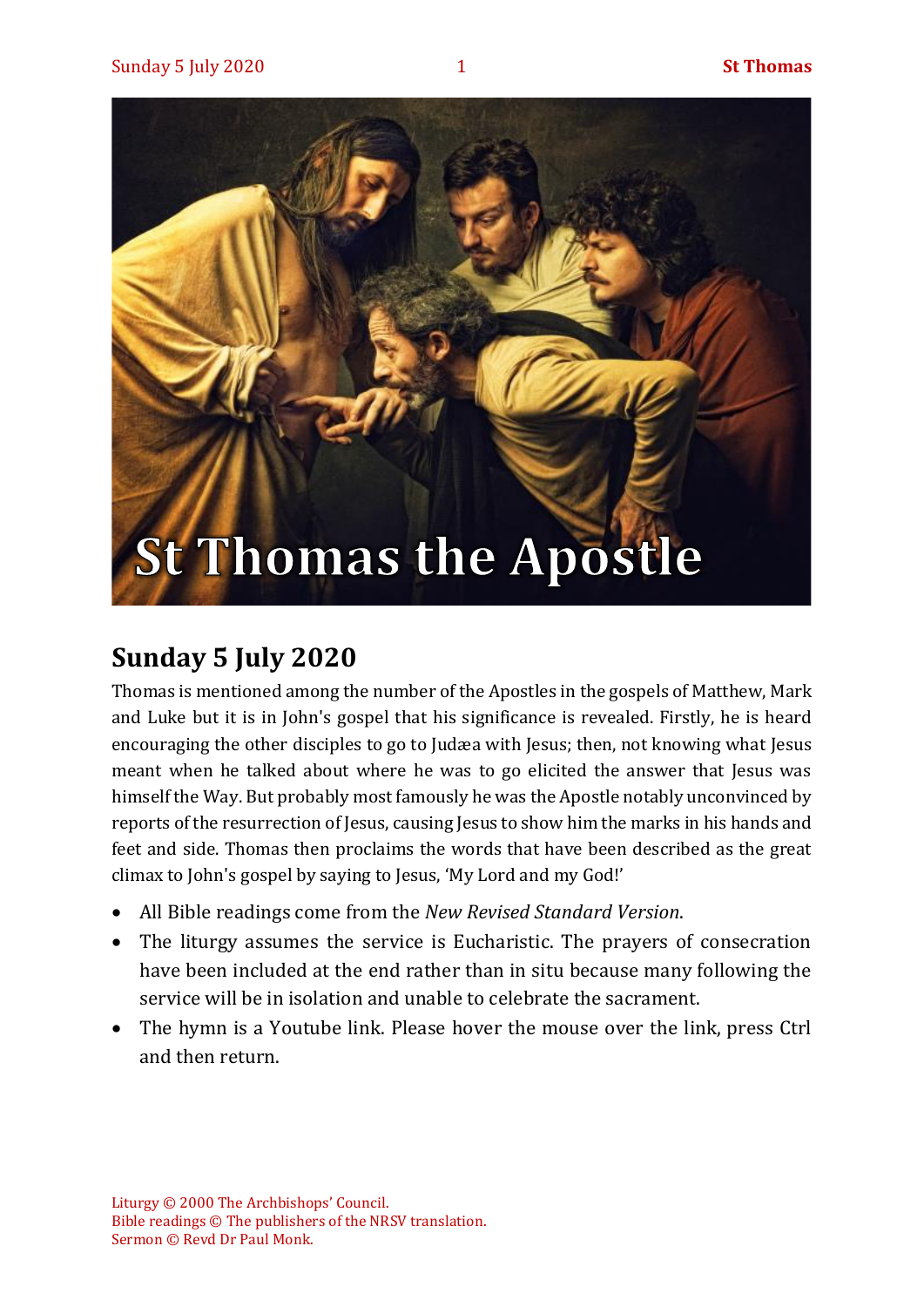# St Thomas the Apostle

## Sunday 5 July 2020

Thomas is mentioned among the number of the Apostles in the gospels of Matthew, Mark and Luke but it is in John's gospel that his significance is revealed. Firstly, he is heard encouraging the other disciples to go to Judæa with Jesus; then, not knowing what Jesus meant when he talked about where he was to go elicited the answer that Jesus was himself the Way. But probably most famously he was the Apostle notably unconvinced by reports of the resurrection of Jesus, causing Jesus to show him the marks in his hands and feet and side. Thomas then proclaims the words that have been described as the great climax to John's gospel by saying to Jesus, 'My Lord and my God!'

- All Bible readings come from the *New Revised Standard Version*.
- The liturgy assumes the service is Eucharistic. The prayers of consecration have been included at the end rather than in situ because many following the service will be in isolation and unable to celebrate the sacrament.
- The hymn is a Youtube link. Please hover the mouse over the link, press Ctrl and then return.

Liturgy © 2000 The Archbishops' Council.
Bible readings © The publishers of the NRSV translation.
Sermon © Revd Dr Paul Monk.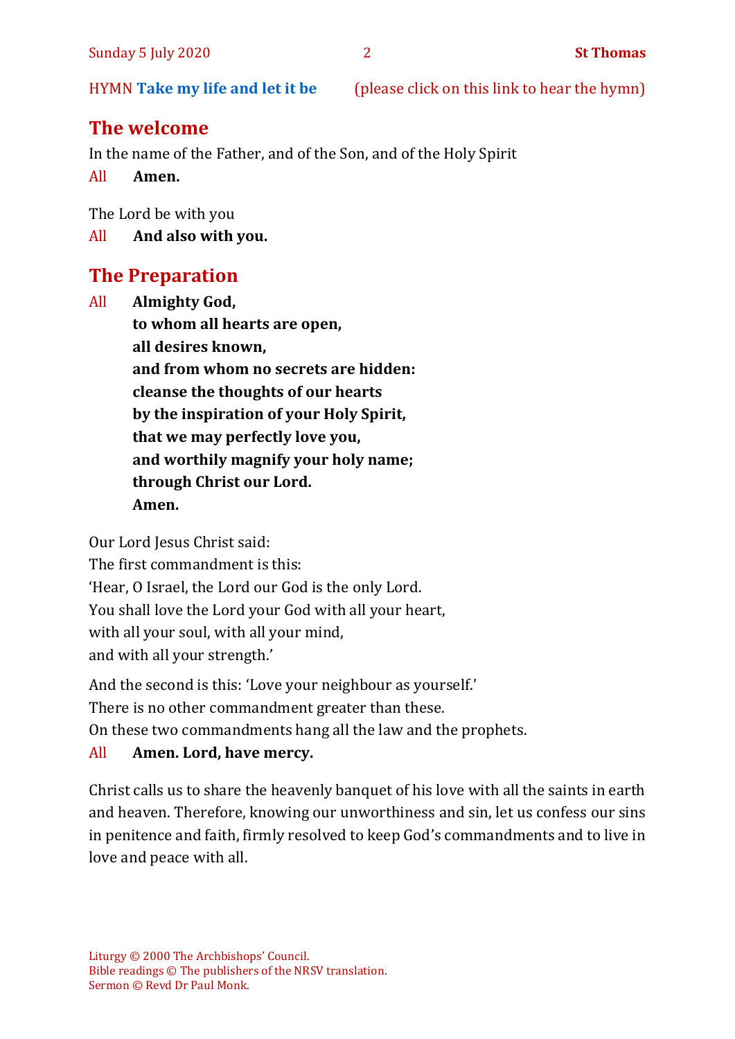HYMN **Take my life and let it be** (please click on this link to hear the hymn)

## The welcome

In the name of the Father, and of the Son, and of the Holy Spirit

All **Amen.**

The Lord be with you

All **And also with you.**

## The Preparation

All **Almighty God,**
**to whom all hearts are open,**
**all desires known,**
**and from whom no secrets are hidden:**
**cleanse the thoughts of our hearts**
**by the inspiration of your Holy Spirit,**
**that we may perfectly love you,**
**and worthily magnify your holy name;**
**through Christ our Lord.**
**Amen.**

Our Lord Jesus Christ said:
The first commandment is this:
'Hear, O Israel, the Lord our God is the only Lord.
You shall love the Lord your God with all your heart,
with all your soul, with all your mind,
and with all your strength.'

And the second is this: 'Love your neighbour as yourself.'
There is no other commandment greater than these.
On these two commandments hang all the law and the prophets.

All **Amen. Lord, have mercy.**

Christ calls us to share the heavenly banquet of his love with all the saints in earth and heaven. Therefore, knowing our unworthiness and sin, let us confess our sins in penitence and faith, firmly resolved to keep God's commandments and to live in love and peace with all.

Liturgy © 2000 The Archbishops' Council.
Bible readings © The publishers of the NRSV translation.
Sermon © Revd Dr Paul Monk.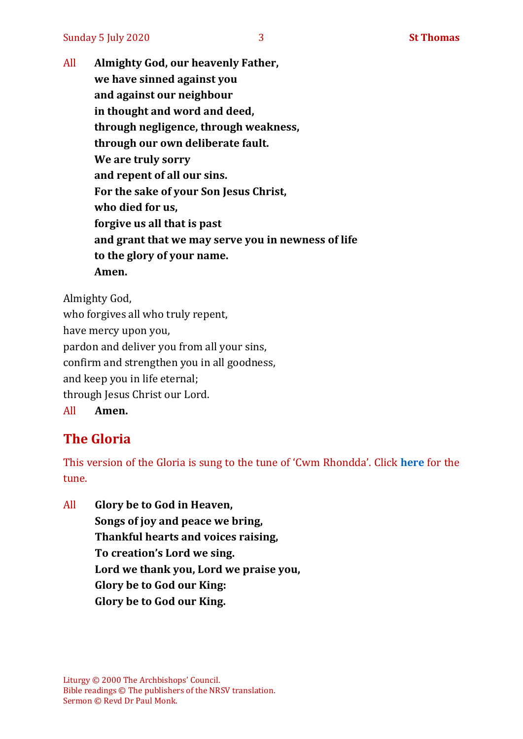All **Almighty God, our heavenly Father,**
**we have sinned against you**
**and against our neighbour**
**in thought and word and deed,**
**through negligence, through weakness,**
**through our own deliberate fault.**
**We are truly sorry**
**and repent of all our sins.**
**For the sake of your Son Jesus Christ,**
**who died for us,**
**forgive us all that is past**
**and grant that we may serve you in newness of life**
**to the glory of your name.**
**Amen.**

Almighty God,
who forgives all who truly repent,
have mercy upon you,
pardon and deliver you from all your sins,
confirm and strengthen you in all goodness,
and keep you in life eternal;
through Jesus Christ our Lord.
All **Amen.**

## The Gloria

This version of the Gloria is sung to the tune of 'Cwm Rhondda'. Click **here** for the tune.

All **Glory be to God in Heaven,**
**Songs of joy and peace we bring,**
**Thankful hearts and voices raising,**
**To creation's Lord we sing.**
**Lord we thank you, Lord we praise you,**
**Glory be to God our King:**
**Glory be to God our King.**

Liturgy © 2000 The Archbishops' Council.
Bible readings © The publishers of the NRSV translation.
Sermon © Revd Dr Paul Monk.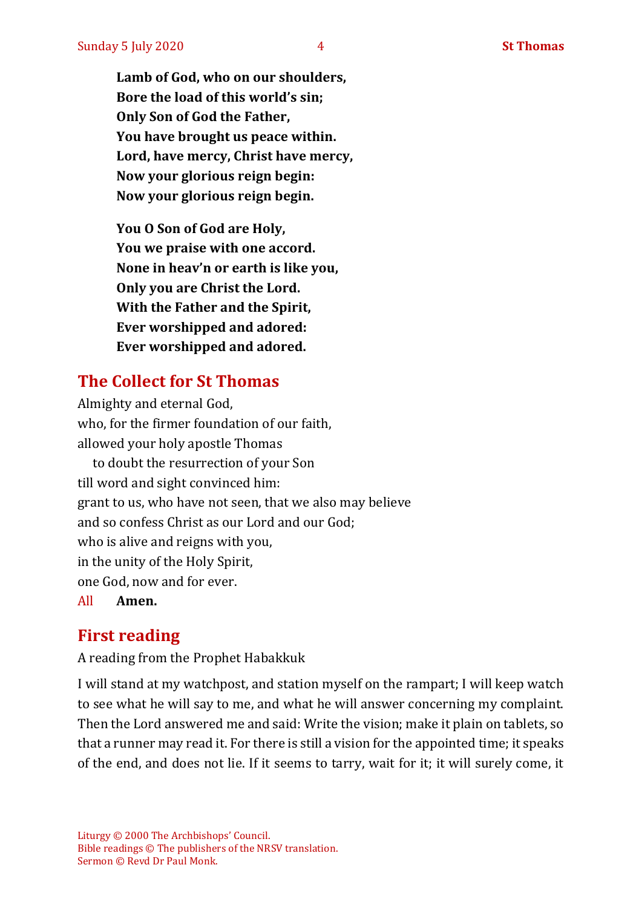**Lamb of God, who on our shoulders,**
**Bore the load of this world's sin;**
**Only Son of God the Father,**
**You have brought us peace within.**
**Lord, have mercy, Christ have mercy,**
**Now your glorious reign begin:**
**Now your glorious reign begin.**

**You O Son of God are Holy,**
**You we praise with one accord.**
**None in heav'n or earth is like you,**
**Only you are Christ the Lord.**
**With the Father and the Spirit,**
**Ever worshipped and adored:**
**Ever worshipped and adored.**

## The Collect for St Thomas

Almighty and eternal God,
who, for the firmer foundation of our faith,
allowed your holy apostle Thomas
  to doubt the resurrection of your Son
till word and sight convinced him:
grant to us, who have not seen, that we also may believe
and so confess Christ as our Lord and our God;
who is alive and reigns with you,
in the unity of the Holy Spirit,
one God, now and for ever.
All **Amen.**

## First reading

A reading from the Prophet Habakkuk

I will stand at my watchpost, and station myself on the rampart; I will keep watch to see what he will say to me, and what he will answer concerning my complaint. Then the Lord answered me and said: Write the vision; make it plain on tablets, so that a runner may read it. For there is still a vision for the appointed time; it speaks of the end, and does not lie. If it seems to tarry, wait for it; it will surely come, it

Liturgy © 2000 The Archbishops' Council.
Bible readings © The publishers of the NRSV translation.
Sermon © Revd Dr Paul Monk.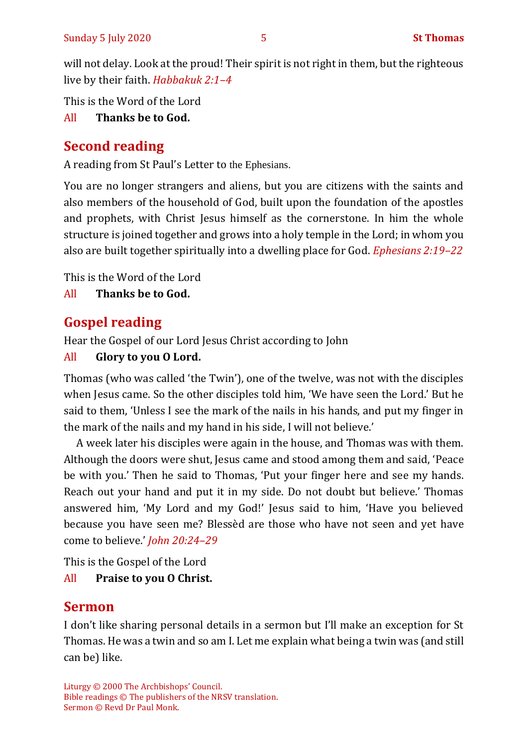will not delay. Look at the proud! Their spirit is not right in them, but the righteous live by their faith. *Habbakuk 2:1–4*

This is the Word of the Lord

All **Thanks be to God.**

## Second reading

A reading from St Paul's Letter to the Ephesians.

You are no longer strangers and aliens, but you are citizens with the saints and also members of the household of God, built upon the foundation of the apostles and prophets, with Christ Jesus himself as the cornerstone. In him the whole structure is joined together and grows into a holy temple in the Lord; in whom you also are built together spiritually into a dwelling place for God. *Ephesians 2:19–22*

This is the Word of the Lord

All **Thanks be to God.**

## Gospel reading

Hear the Gospel of our Lord Jesus Christ according to John

All **Glory to you O Lord.**

Thomas (who was called 'the Twin'), one of the twelve, was not with the disciples when Jesus came. So the other disciples told him, 'We have seen the Lord.' But he said to them, 'Unless I see the mark of the nails in his hands, and put my finger in the mark of the nails and my hand in his side, I will not believe.'

A week later his disciples were again in the house, and Thomas was with them. Although the doors were shut, Jesus came and stood among them and said, 'Peace be with you.' Then he said to Thomas, 'Put your finger here and see my hands. Reach out your hand and put it in my side. Do not doubt but believe.' Thomas answered him, 'My Lord and my God!' Jesus said to him, 'Have you believed because you have seen me? Blessèd are those who have not seen and yet have come to believe.' *John 20:24–29*

This is the Gospel of the Lord

All **Praise to you O Christ.**

## Sermon

I don't like sharing personal details in a sermon but I'll make an exception for St Thomas. He was a twin and so am I. Let me explain what being a twin was (and still can be) like.

Liturgy © 2000 The Archbishops' Council.
Bible readings © The publishers of the NRSV translation.
Sermon © Revd Dr Paul Monk.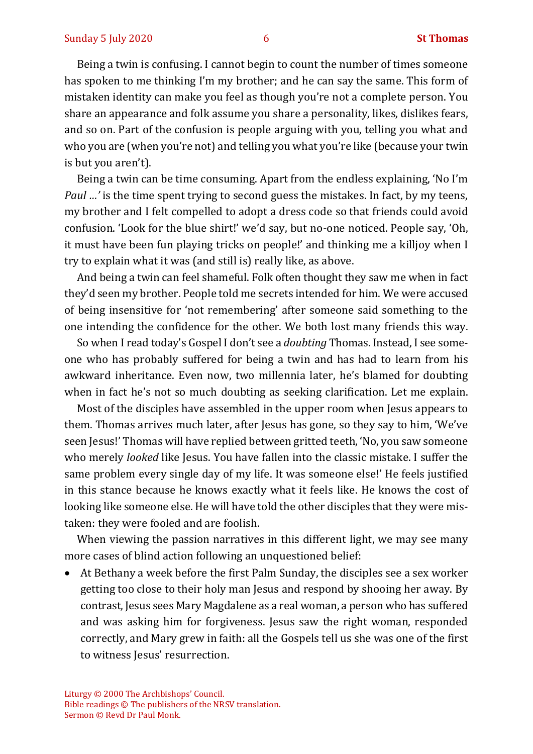Being a twin is confusing. I cannot begin to count the number of times someone has spoken to me thinking I'm my brother; and he can say the same. This form of mistaken identity can make you feel as though you're not a complete person. You share an appearance and folk assume you share a personality, likes, dislikes fears, and so on. Part of the confusion is people arguing with you, telling you what and who you are (when you're not) and telling you what you're like (because your twin is but you aren't).

Being a twin can be time consuming. Apart from the endless explaining, 'No I'm *Paul …'* is the time spent trying to second guess the mistakes. In fact, by my teens, my brother and I felt compelled to adopt a dress code so that friends could avoid confusion. 'Look for the blue shirt!' we'd say, but no-one noticed. People say, 'Oh, it must have been fun playing tricks on people!' and thinking me a killjoy when I try to explain what it was (and still is) really like, as above.

And being a twin can feel shameful. Folk often thought they saw me when in fact they'd seen my brother. People told me secrets intended for him. We were accused of being insensitive for 'not remembering' after someone said something to the one intending the confidence for the other. We both lost many friends this way.

So when I read today's Gospel I don't see a *doubting* Thomas. Instead, I see someone who has probably suffered for being a twin and has had to learn from his awkward inheritance. Even now, two millennia later, he's blamed for doubting when in fact he's not so much doubting as seeking clarification. Let me explain.

Most of the disciples have assembled in the upper room when Jesus appears to them. Thomas arrives much later, after Jesus has gone, so they say to him, 'We've seen Jesus!' Thomas will have replied between gritted teeth, 'No, you saw someone who merely *looked* like Jesus. You have fallen into the classic mistake. I suffer the same problem every single day of my life. It was someone else!' He feels justified in this stance because he knows exactly what it feels like. He knows the cost of looking like someone else. He will have told the other disciples that they were mistaken: they were fooled and are foolish.

When viewing the passion narratives in this different light, we may see many more cases of blind action following an unquestioned belief:

- At Bethany a week before the first Palm Sunday, the disciples see a sex worker getting too close to their holy man Jesus and respond by shooing her away. By contrast, Jesus sees Mary Magdalene as a real woman, a person who has suffered and was asking him for forgiveness. Jesus saw the right woman, responded correctly, and Mary grew in faith: all the Gospels tell us she was one of the first to witness Jesus' resurrection.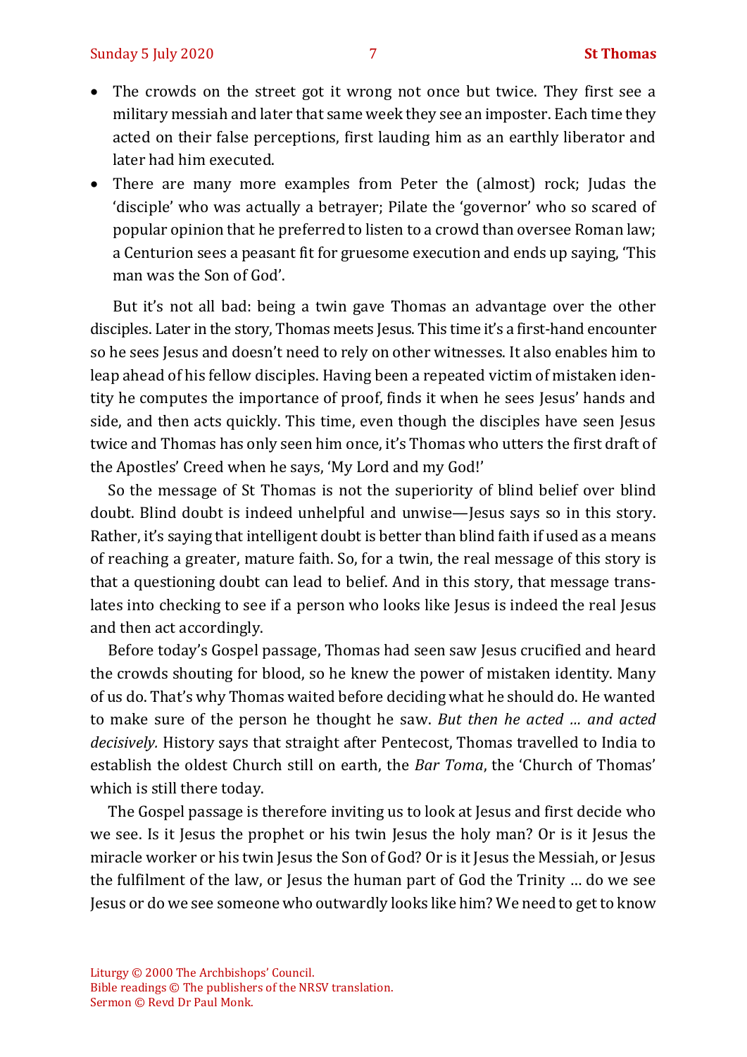- The crowds on the street got it wrong not once but twice. They first see a military messiah and later that same week they see an imposter. Each time they acted on their false perceptions, first lauding him as an earthly liberator and later had him executed.
- There are many more examples from Peter the (almost) rock; Judas the 'disciple' who was actually a betrayer; Pilate the 'governor' who so scared of popular opinion that he preferred to listen to a crowd than oversee Roman law; a Centurion sees a peasant fit for gruesome execution and ends up saying, 'This man was the Son of God'.

But it's not all bad: being a twin gave Thomas an advantage over the other disciples. Later in the story, Thomas meets Jesus. This time it's a first-hand encounter so he sees Jesus and doesn't need to rely on other witnesses. It also enables him to leap ahead of his fellow disciples. Having been a repeated victim of mistaken identity he computes the importance of proof, finds it when he sees Jesus' hands and side, and then acts quickly. This time, even though the disciples have seen Jesus twice and Thomas has only seen him once, it's Thomas who utters the first draft of the Apostles' Creed when he says, 'My Lord and my God!'

So the message of St Thomas is not the superiority of blind belief over blind doubt. Blind doubt is indeed unhelpful and unwise—Jesus says so in this story. Rather, it's saying that intelligent doubt is better than blind faith if used as a means of reaching a greater, mature faith. So, for a twin, the real message of this story is that a questioning doubt can lead to belief. And in this story, that message translates into checking to see if a person who looks like Jesus is indeed the real Jesus and then act accordingly.

Before today's Gospel passage, Thomas had seen saw Jesus crucified and heard the crowds shouting for blood, so he knew the power of mistaken identity. Many of us do. That's why Thomas waited before deciding what he should do. He wanted to make sure of the person he thought he saw. *But then he acted … and acted decisively.* History says that straight after Pentecost, Thomas travelled to India to establish the oldest Church still on earth, the *Bar Toma*, the 'Church of Thomas' which is still there today.

The Gospel passage is therefore inviting us to look at Jesus and first decide who we see. Is it Jesus the prophet or his twin Jesus the holy man? Or is it Jesus the miracle worker or his twin Jesus the Son of God? Or is it Jesus the Messiah, or Jesus the fulfilment of the law, or Jesus the human part of God the Trinity … do we see Jesus or do we see someone who outwardly looks like him? We need to get to know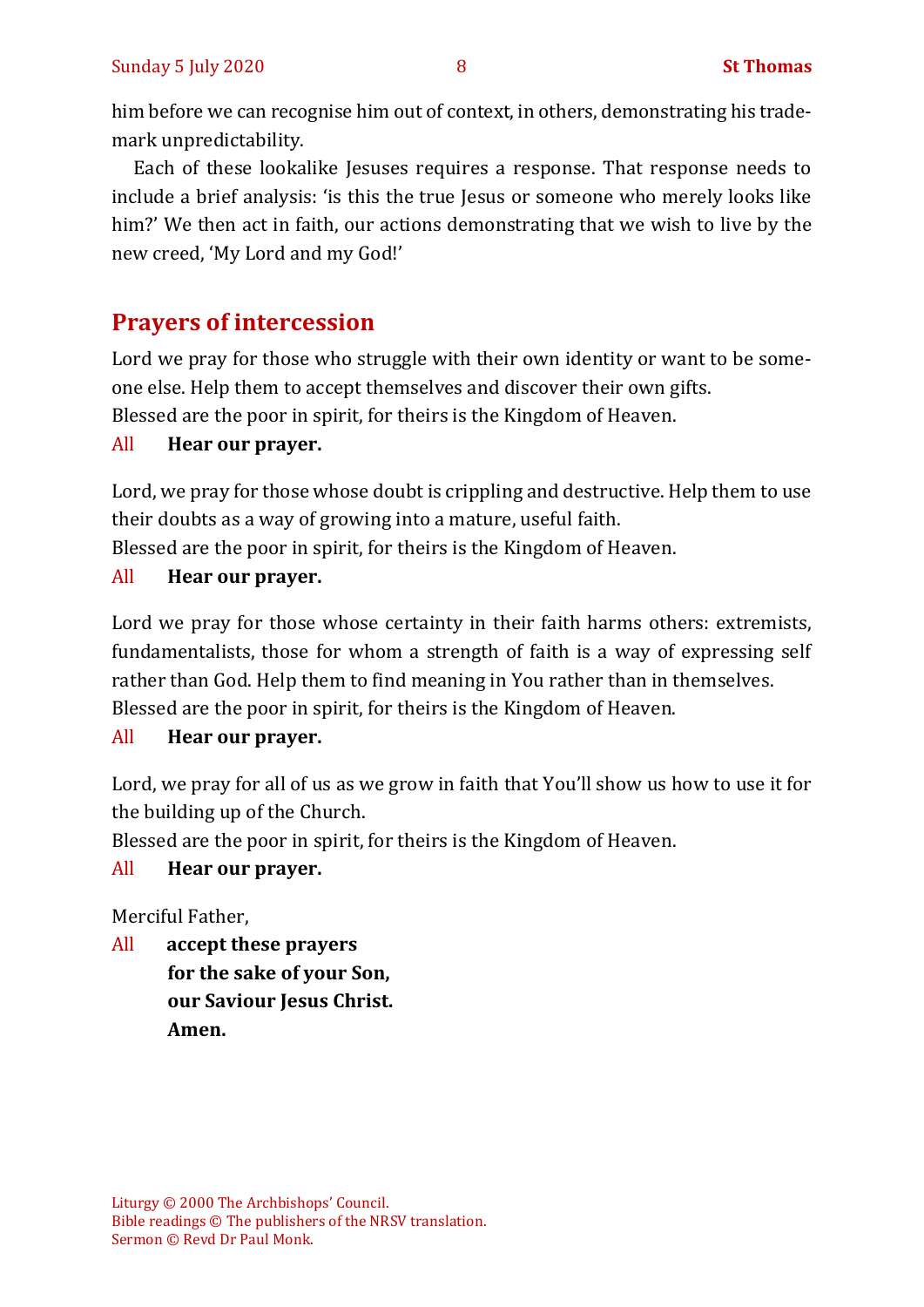him before we can recognise him out of context, in others, demonstrating his trademark unpredictability.

Each of these lookalike Jesuses requires a response. That response needs to include a brief analysis: 'is this the true Jesus or someone who merely looks like him?' We then act in faith, our actions demonstrating that we wish to live by the new creed, 'My Lord and my God!'

## Prayers of intercession

Lord we pray for those who struggle with their own identity or want to be someone else. Help them to accept themselves and discover their own gifts.
Blessed are the poor in spirit, for theirs is the Kingdom of Heaven.

All **Hear our prayer.**

Lord, we pray for those whose doubt is crippling and destructive. Help them to use their doubts as a way of growing into a mature, useful faith.
Blessed are the poor in spirit, for theirs is the Kingdom of Heaven.

All **Hear our prayer.**

Lord we pray for those whose certainty in their faith harms others: extremists, fundamentalists, those for whom a strength of faith is a way of expressing self rather than God. Help them to find meaning in You rather than in themselves.
Blessed are the poor in spirit, for theirs is the Kingdom of Heaven.

All **Hear our prayer.**

Lord, we pray for all of us as we grow in faith that You'll show us how to use it for the building up of the Church.
Blessed are the poor in spirit, for theirs is the Kingdom of Heaven.

All **Hear our prayer.**

Merciful Father,

All **accept these prayers**
**for the sake of your Son,**
**our Saviour Jesus Christ.**
**Amen.**

Liturgy © 2000 The Archbishops' Council.
Bible readings © The publishers of the NRSV translation.
Sermon © Revd Dr Paul Monk.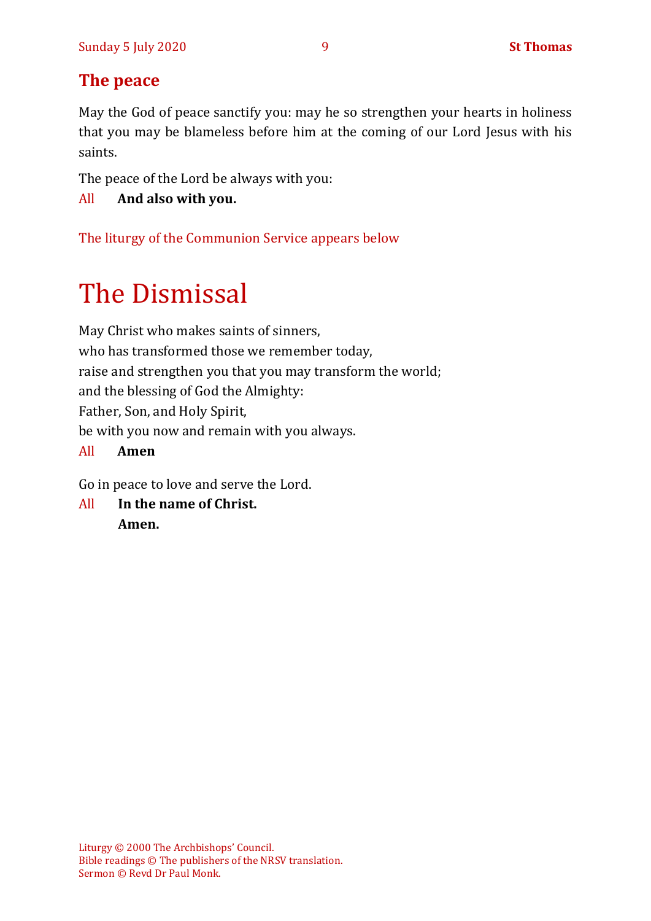## The peace

May the God of peace sanctify you: may he so strengthen your hearts in holiness that you may be blameless before him at the coming of our Lord Jesus with his saints.

The peace of the Lord be always with you:

All **And also with you.**

The liturgy of the Communion Service appears below

# The Dismissal

May Christ who makes saints of sinners,
who has transformed those we remember today,
raise and strengthen you that you may transform the world;
and the blessing of God the Almighty:
Father, Son, and Holy Spirit,
be with you now and remain with you always.

All **Amen**

Go in peace to love and serve the Lord.

All **In the name of Christ.**
**Amen.**

Liturgy © 2000 The Archbishops' Council.
Bible readings © The publishers of the NRSV translation.
Sermon © Revd Dr Paul Monk.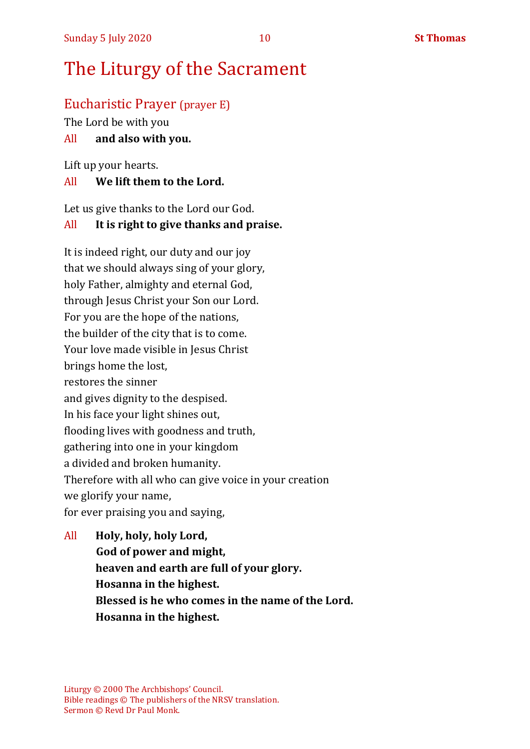# The Liturgy of the Sacrament

## Eucharistic Prayer (prayer E)

The Lord be with you

All **and also with you.**

Lift up your hearts.

All **We lift them to the Lord.**

Let us give thanks to the Lord our God.

All **It is right to give thanks and praise.**

It is indeed right, our duty and our joy  
that we should always sing of your glory,  
holy Father, almighty and eternal God,  
through Jesus Christ your Son our Lord.  
For you are the hope of the nations,  
the builder of the city that is to come.  
Your love made visible in Jesus Christ  
brings home the lost,  
restores the sinner  
and gives dignity to the despised.  
In his face your light shines out,  
flooding lives with goodness and truth,  
gathering into one in your kingdom  
a divided and broken humanity.  
Therefore with all who can give voice in your creation  
we glorify your name,  
for ever praising you and saying,

All **Holy, holy, holy Lord,**  
**God of power and might,**  
**heaven and earth are full of your glory.**  
**Hosanna in the highest.**  
**Blessed is he who comes in the name of the Lord.**  
**Hosanna in the highest.**

Liturgy © 2000 The Archbishops' Council.  
Bible readings © The publishers of the NRSV translation.  
Sermon © Revd Dr Paul Monk.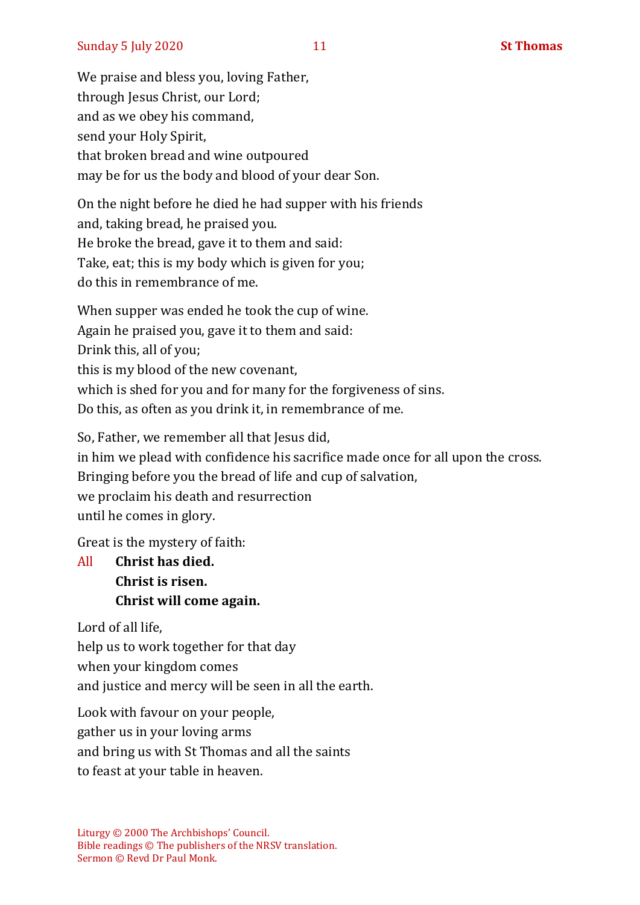We praise and bless you, loving Father,
through Jesus Christ, our Lord;
and as we obey his command,
send your Holy Spirit,
that broken bread and wine outpoured
may be for us the body and blood of your dear Son.

On the night before he died he had supper with his friends
and, taking bread, he praised you.
He broke the bread, gave it to them and said:
Take, eat; this is my body which is given for you;
do this in remembrance of me.

When supper was ended he took the cup of wine.
Again he praised you, gave it to them and said:
Drink this, all of you;
this is my blood of the new covenant,
which is shed for you and for many for the forgiveness of sins.
Do this, as often as you drink it, in remembrance of me.

So, Father, we remember all that Jesus did,
in him we plead with confidence his sacrifice made once for all upon the cross.
Bringing before you the bread of life and cup of salvation,
we proclaim his death and resurrection
until he comes in glory.

Great is the mystery of faith:

All **Christ has died.**
**Christ is risen.**
**Christ will come again.**

Lord of all life,
help us to work together for that day
when your kingdom comes
and justice and mercy will be seen in all the earth.

Look with favour on your people,
gather us in your loving arms
and bring us with St Thomas and all the saints
to feast at your table in heaven.

Liturgy © 2000 The Archbishops' Council.
Bible readings © The publishers of the NRSV translation.
Sermon © Revd Dr Paul Monk.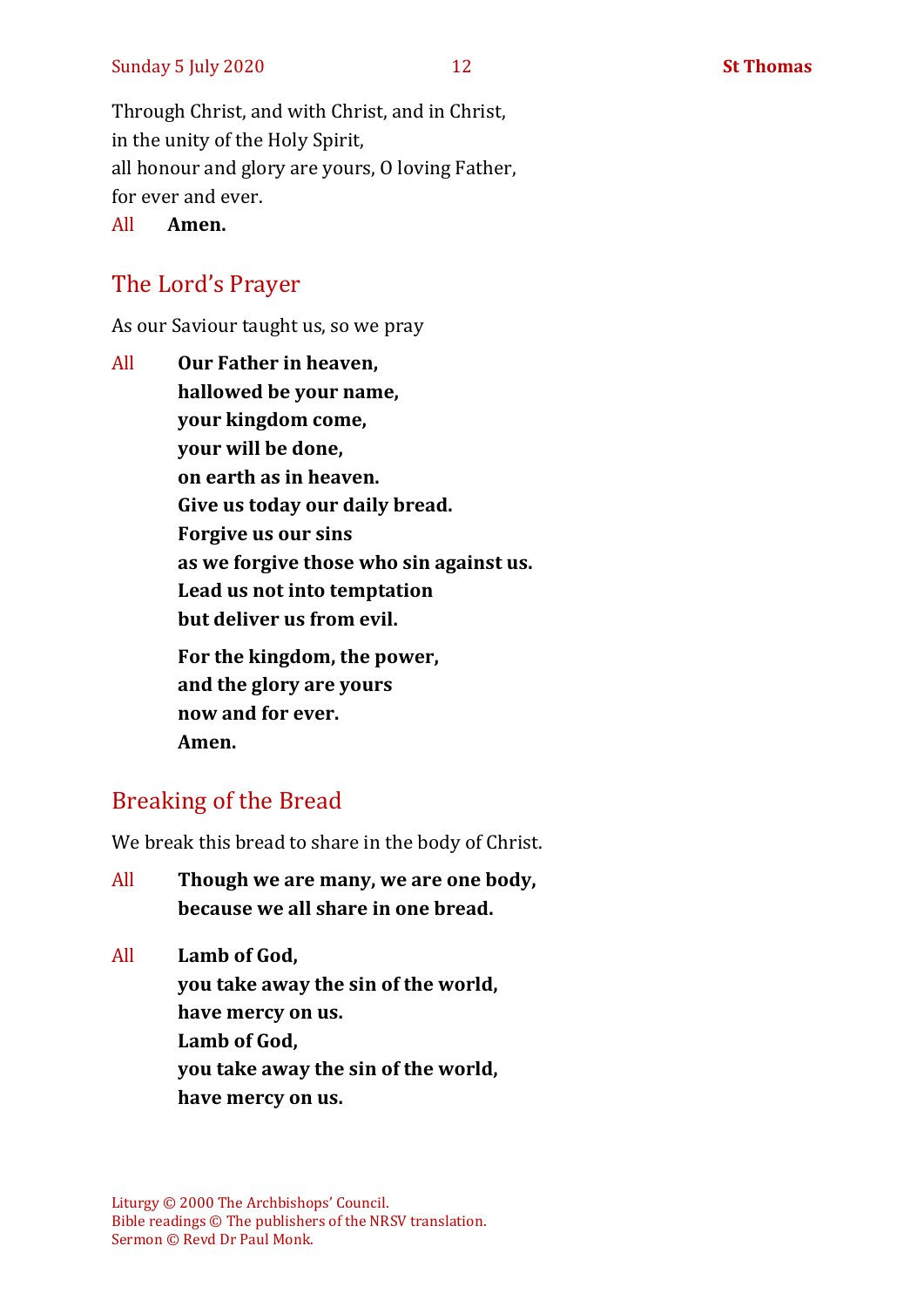Through Christ, and with Christ, and in Christ,
in the unity of the Holy Spirit,
all honour and glory are yours, O loving Father,
for ever and ever.

All **Amen.**

## The Lord's Prayer

As our Saviour taught us, so we pray

All **Our Father in heaven,**
**hallowed be your name,**
**your kingdom come,**
**your will be done,**
**on earth as in heaven.**
**Give us today our daily bread.**
**Forgive us our sins**
**as we forgive those who sin against us.**
**Lead us not into temptation**
**but deliver us from evil.**

**For the kingdom, the power,**
**and the glory are yours**
**now and for ever.**
**Amen.**

## Breaking of the Bread

We break this bread to share in the body of Christ.

All **Though we are many, we are one body,**
**because we all share in one bread.**

All **Lamb of God,**
**you take away the sin of the world,**
**have mercy on us.**
**Lamb of God,**
**you take away the sin of the world,**
**have mercy on us.**

Liturgy © 2000 The Archbishops' Council.
Bible readings © The publishers of the NRSV translation.
Sermon © Revd Dr Paul Monk.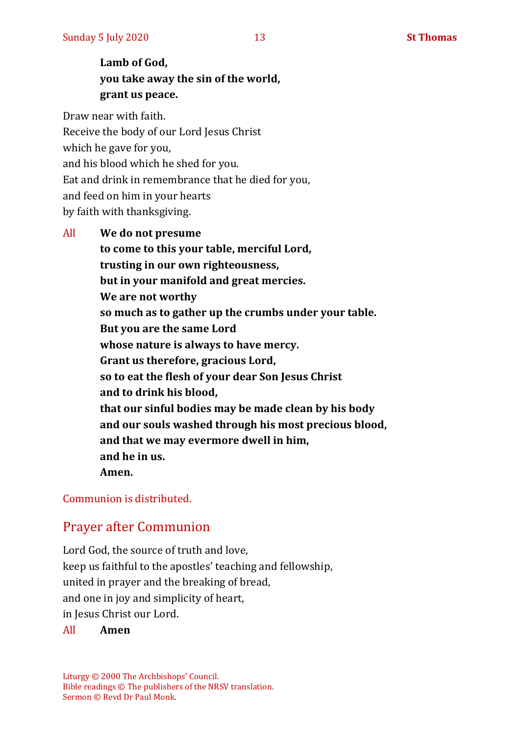**Lamb of God,**
**you take away the sin of the world,**
**grant us peace.**

Draw near with faith.
Receive the body of our Lord Jesus Christ
which he gave for you,
and his blood which he shed for you.
Eat and drink in remembrance that he died for you,
and feed on him in your hearts
by faith with thanksgiving.

All **We do not presume**
**to come to this your table, merciful Lord,**
**trusting in our own righteousness,**
**but in your manifold and great mercies.**
**We are not worthy**
**so much as to gather up the crumbs under your table.**
**But you are the same Lord**
**whose nature is always to have mercy.**
**Grant us therefore, gracious Lord,**
**so to eat the flesh of your dear Son Jesus Christ**
**and to drink his blood,**
**that our sinful bodies may be made clean by his body**
**and our souls washed through his most precious blood,**
**and that we may evermore dwell in him,**
**and he in us.**
**Amen.**

Communion is distributed.

## Prayer after Communion

Lord God, the source of truth and love,
keep us faithful to the apostles' teaching and fellowship,
united in prayer and the breaking of bread,
and one in joy and simplicity of heart,
in Jesus Christ our Lord.

All **Amen**

Liturgy © 2000 The Archbishops' Council.
Bible readings © The publishers of the NRSV translation.
Sermon © Revd Dr Paul Monk.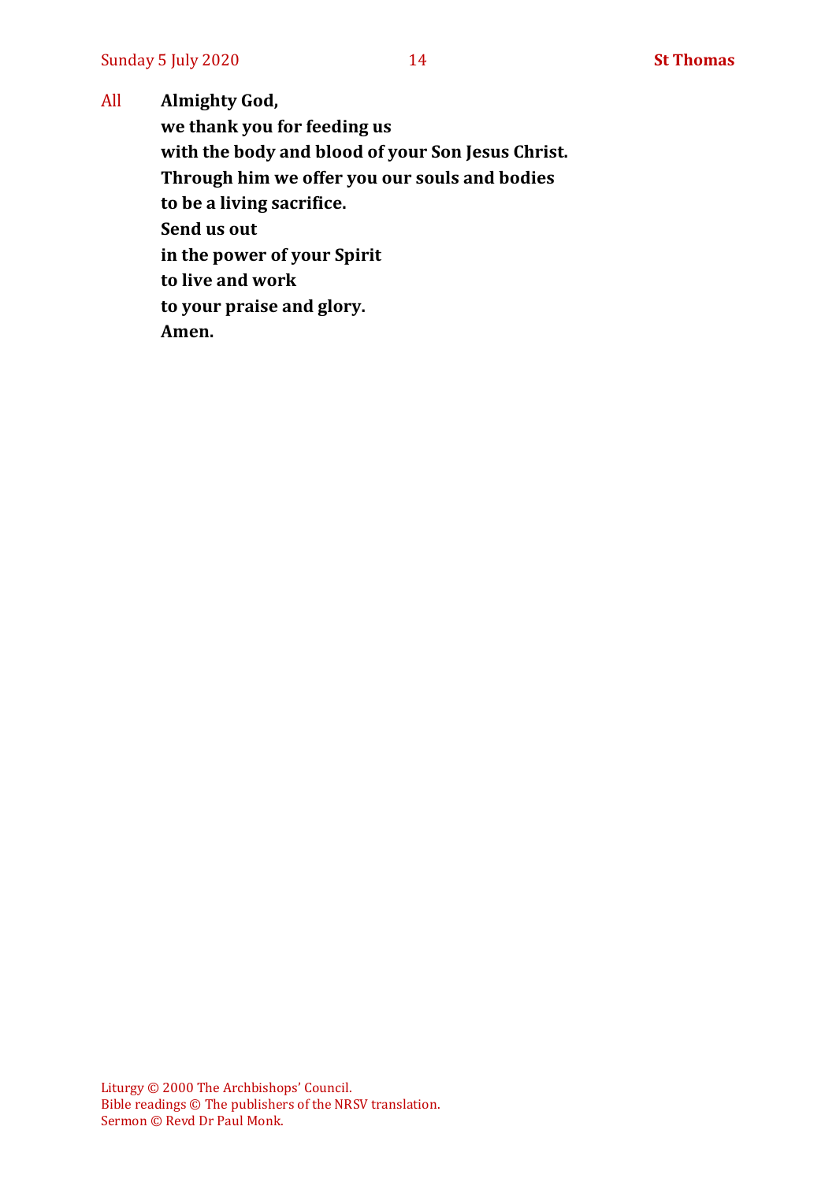All **Almighty God,**
**we thank you for feeding us**
**with the body and blood of your Son Jesus Christ.**
**Through him we offer you our souls and bodies**
**to be a living sacrifice.**
**Send us out**
**in the power of your Spirit**
**to live and work**
**to your praise and glory.**
**Amen.**

Liturgy © 2000 The Archbishops' Council.
Bible readings © The publishers of the NRSV translation.
Sermon © Revd Dr Paul Monk.